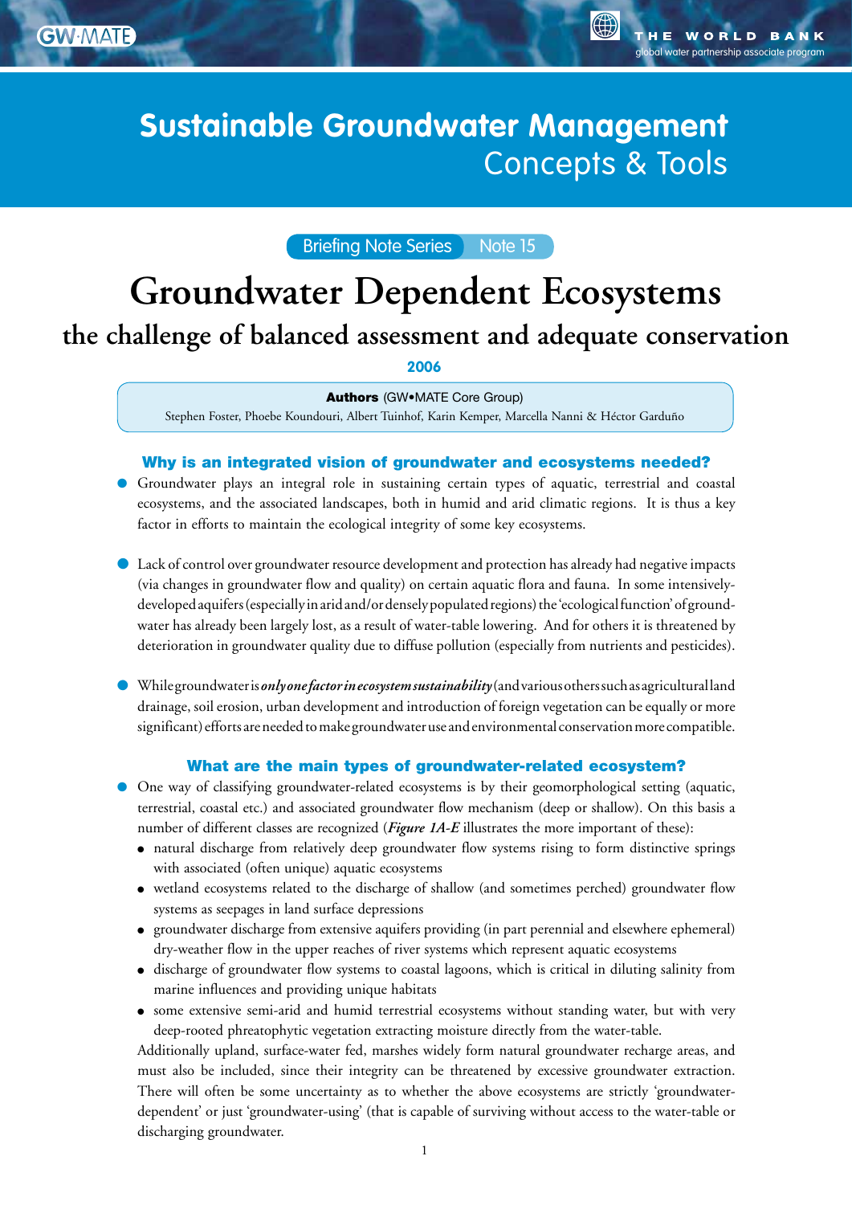GW·MATE

THE WORLD BANK
global water partnership associate program

# Sustainable Groundwater Management
## Concepts & Tools

Briefing Note Series Note 15

# Groundwater Dependent Ecosystems
## the challenge of balanced assessment and adequate conservation

**2006**

**Authors** (GW•MATE Core Group)
Stephen Foster, Phoebe Koundouri, Albert Tuinhof, Karin Kemper, Marcella Nanni & Héctor Garduño

### Why is an integrated vision of groundwater and ecosystems needed?

- Groundwater plays an integral role in sustaining certain types of aquatic, terrestrial and coastal ecosystems, and the associated landscapes, both in humid and arid climatic regions. It is thus a key factor in efforts to maintain the ecological integrity of some key ecosystems.

- Lack of control over groundwater resource development and protection has already had negative impacts (via changes in groundwater flow and quality) on certain aquatic flora and fauna. In some intensively-developed aquifers (especially in arid and/or densely populated regions) the 'ecological function' of groundwater has already been largely lost, as a result of water-table lowering. And for others it is threatened by deterioration in groundwater quality due to diffuse pollution (especially from nutrients and pesticides).

- While groundwater is ***only one factor in ecosystem sustainability*** (and various others such as agricultural land drainage, soil erosion, urban development and introduction of foreign vegetation can be equally or more significant) efforts are needed to make groundwater use and environmental conservation more compatible.

### What are the main types of groundwater-related ecosystem?

- One way of classifying groundwater-related ecosystems is by their geomorphological setting (aquatic, terrestrial, coastal etc.) and associated groundwater flow mechanism (deep or shallow). On this basis a number of different classes are recognized (***Figure 1A-E*** illustrates the more important of these):
  - natural discharge from relatively deep groundwater flow systems rising to form distinctive springs with associated (often unique) aquatic ecosystems
  - wetland ecosystems related to the discharge of shallow (and sometimes perched) groundwater flow systems as seepages in land surface depressions
  - groundwater discharge from extensive aquifers providing (in part perennial and elsewhere ephemeral) dry-weather flow in the upper reaches of river systems which represent aquatic ecosystems
  - discharge of groundwater flow systems to coastal lagoons, which is critical in diluting salinity from marine influences and providing unique habitats
  - some extensive semi-arid and humid terrestrial ecosystems without standing water, but with very deep-rooted phreatophytic vegetation extracting moisture directly from the water-table.

  Additionally upland, surface-water fed, marshes widely form natural groundwater recharge areas, and must also be included, since their integrity can be threatened by excessive groundwater extraction. There will often be some uncertainty as to whether the above ecosystems are strictly 'groundwater-dependent' or just 'groundwater-using' (that is capable of surviving without access to the water-table or discharging groundwater.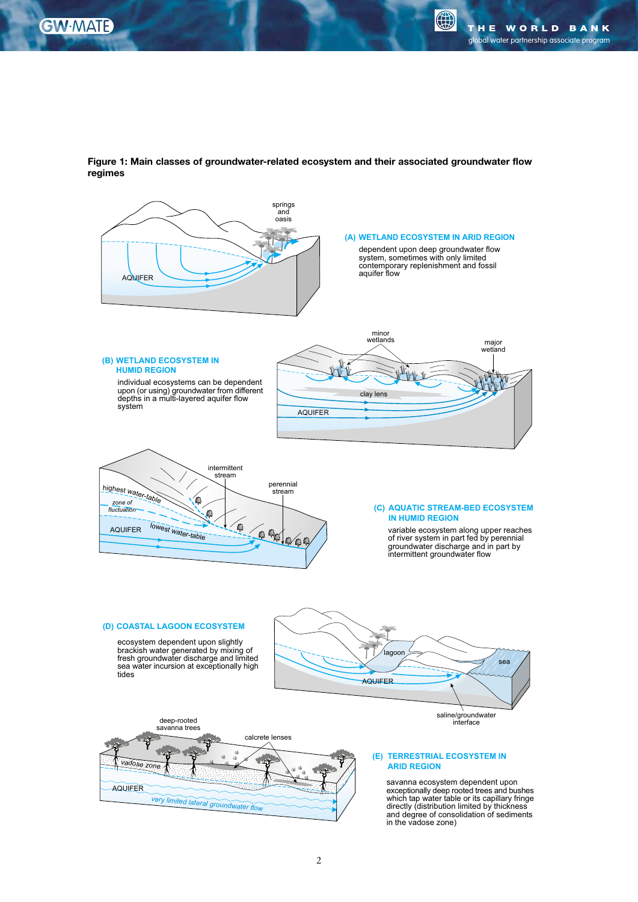**Figure 1: Main classes of groundwater-related ecosystem and their associated groundwater flow regimes**

**(A) WETLAND ECOSYSTEM IN ARID REGION**

dependent upon deep groundwater flow system, sometimes with only limited contemporary replenishment and fossil aquifer flow

**(B) WETLAND ECOSYSTEM IN HUMID REGION**

individual ecosystems can be dependent upon (or using) groundwater from different depths in a multi-layered aquifer flow system

**(C) AQUATIC STREAM-BED ECOSYSTEM IN HUMID REGION**

variable ecosystem along upper reaches of river system in part fed by perennial groundwater discharge and in part by intermittent groundwater flow

**(D) COASTAL LAGOON ECOSYSTEM**

ecosystem dependent upon slightly brackish water generated by mixing of fresh groundwater discharge and limited sea water incursion at exceptionally high tides

**(E) TERRESTRIAL ECOSYSTEM IN ARID REGION**

savanna ecosystem dependent upon exceptionally deep rooted trees and bushes which tap water table or its capillary fringe directly (distribution limited by thickness and degree of consolidation of sediments in the vadose zone)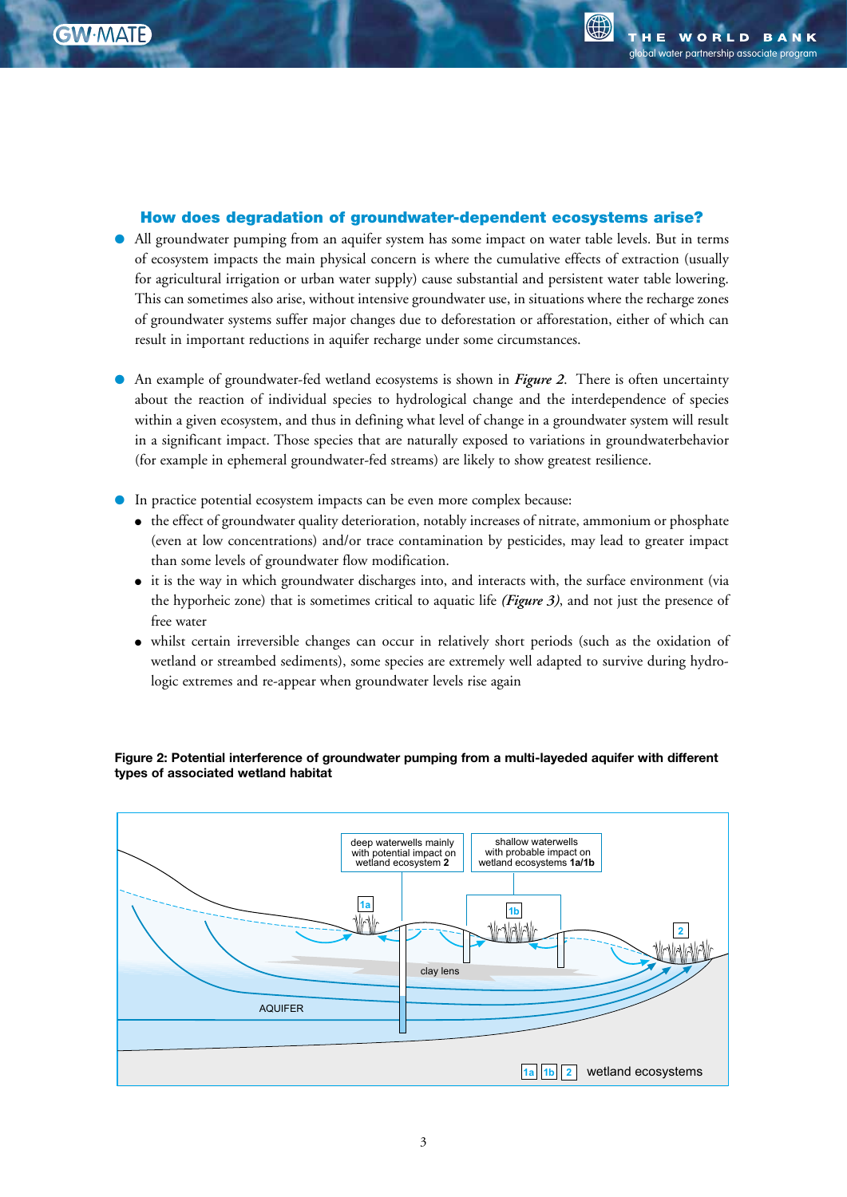## How does degradation of groundwater-dependent ecosystems arise?

- All groundwater pumping from an aquifer system has some impact on water table levels. But in terms of ecosystem impacts the main physical concern is where the cumulative effects of extraction (usually for agricultural irrigation or urban water supply) cause substantial and persistent water table lowering. This can sometimes also arise, without intensive groundwater use, in situations where the recharge zones of groundwater systems suffer major changes due to deforestation or afforestation, either of which can result in important reductions in aquifer recharge under some circumstances.

- An example of groundwater-fed wetland ecosystems is shown in ***Figure 2***. There is often uncertainty about the reaction of individual species to hydrological change and the interdependence of species within a given ecosystem, and thus in defining what level of change in a groundwater system will result in a significant impact. Those species that are naturally exposed to variations in groundwaterbehavior (for example in ephemeral groundwater-fed streams) are likely to show greatest resilience.

- In practice potential ecosystem impacts can be even more complex because:
  - the effect of groundwater quality deterioration, notably increases of nitrate, ammonium or phosphate (even at low concentrations) and/or trace contamination by pesticides, may lead to greater impact than some levels of groundwater flow modification.
  - it is the way in which groundwater discharges into, and interacts with, the surface environment (via the hyporheic zone) that is sometimes critical to aquatic life ***(Figure 3)***, and not just the presence of free water
  - whilst certain irreversible changes can occur in relatively short periods (such as the oxidation of wetland or streambed sediments), some species are extremely well adapted to survive during hydrologic extremes and re-appear when groundwater levels rise again

**Figure 2: Potential interference of groundwater pumping from a multi-layeded aquifer with different types of associated wetland habitat**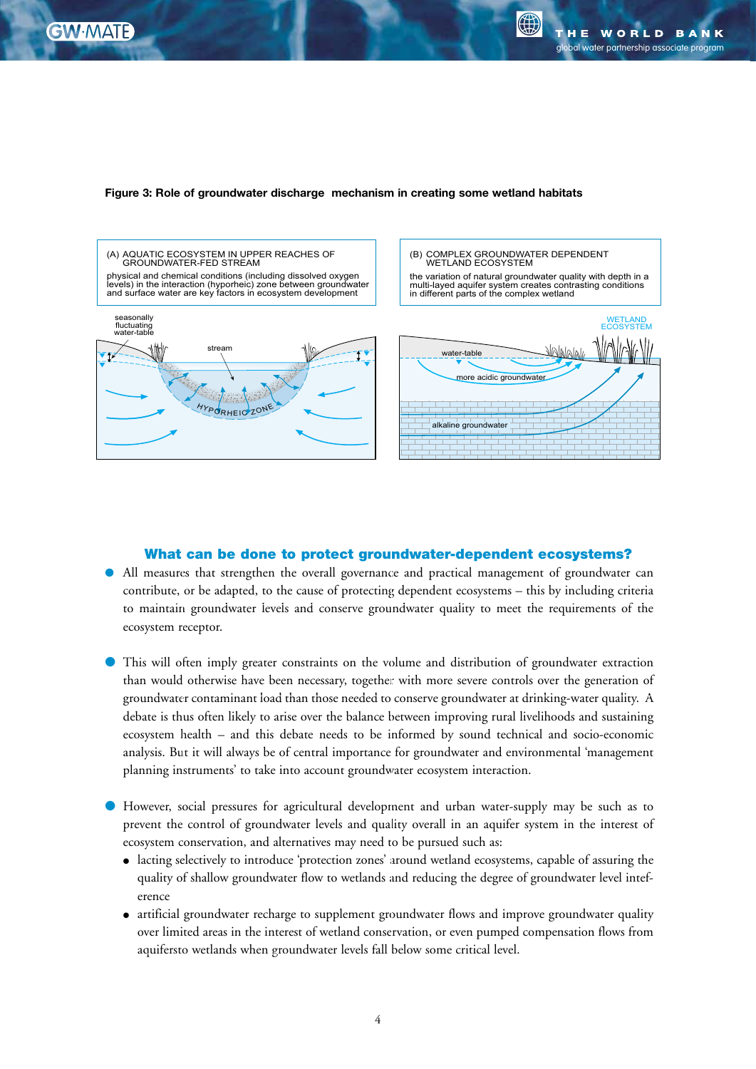**Figure 3: Role of groundwater discharge mechanism in creating some wetland habitats**

(A) AQUATIC ECOSYSTEM IN UPPER REACHES OF GROUNDWATER-FED STREAM

physical and chemical conditions (including dissolved oxygen levels) in the interaction (hyporheic) zone between groundwater and surface water are key factors in ecosystem development

(B) COMPLEX GROUNDWATER DEPENDENT WETLAND ECOSYSTEM

the variation of natural groundwater quality with depth in a multi-layed aquifer system creates contrasting conditions in different parts of the complex wetland

## What can be done to protect groundwater-dependent ecosystems?

- All measures that strengthen the overall governance and practical management of groundwater can contribute, or be adapted, to the cause of protecting dependent ecosystems – this by including criteria to maintain groundwater levels and conserve groundwater quality to meet the requirements of the ecosystem receptor.

- This will often imply greater constraints on the volume and distribution of groundwater extraction than would otherwise have been necessary, together with more severe controls over the generation of groundwater contaminant load than those needed to conserve groundwater at drinking-water quality. A debate is thus often likely to arise over the balance between improving rural livelihoods and sustaining ecosystem health – and this debate needs to be informed by sound technical and socio-economic analysis. But it will always be of central importance for groundwater and environmental 'management planning instruments' to take into account groundwater ecosystem interaction.

- However, social pressures for agricultural development and urban water-supply may be such as to prevent the control of groundwater levels and quality overall in an aquifer system in the interest of ecosystem conservation, and alternatives may need to be pursued such as:
  - lacting selectively to introduce 'protection zones' around wetland ecosystems, capable of assuring the quality of shallow groundwater flow to wetlands and reducing the degree of groundwater level intef-erence
  - artificial groundwater recharge to supplement groundwater flows and improve groundwater quality over limited areas in the interest of wetland conservation, or even pumped compensation flows from aquifersto wetlands when groundwater levels fall below some critical level.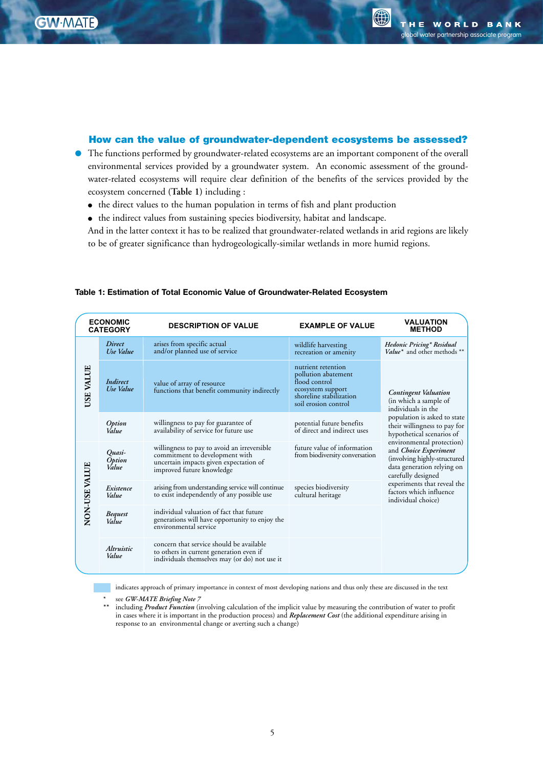### How can the value of groundwater-dependent ecosystems be assessed?

- The functions performed by groundwater-related ecosystems are an important component of the overall environmental services provided by a groundwater system. An economic assessment of the groundwater-related ecosystems will require clear definition of the benefits of the services provided by the ecosystem concerned (**Table 1**) including :
  - the direct values to the human population in terms of fish and plant production
  - the indirect values from sustaining species biodiversity, habitat and landscape.

  And in the latter context it has to be realized that groundwater-related wetlands in arid regions are likely to be of greater significance than hydrogeologically-similar wetlands in more humid regions.

**Table 1: Estimation of Total Economic Value of Groundwater-Related Ecosystem**

| ECONOMIC CATEGORY | | DESCRIPTION OF VALUE | EXAMPLE OF VALUE | VALUATION METHOD |
|---|---|---|---|---|
| USE VALUE | *Direct Use Value* | arises from specific actual and/or planned use of service | wildlife harvesting recreation or amenity | *Hedonic Pricing\* Residual Value\** and other methods \*\* |
| | *Indirect Use Value* | value of array of resource functions that benefit community indirectly | nutrient retention pollution abatement flood control ecosystem support shoreline stabilization soil erosion control | *Contingent Valuation* (in which a sample of individuals in the population is asked to state their willingness to pay for hypothetical scenarios of environmental protection) and *Choice Experiment* (involving highly-structured data generation relying on carefully designed experiments that reveal the factors which influence individual choice) |
| | *Option Value* | willingness to pay for guarantee of availability of service for future use | potential future benefits of direct and indirect uses | |
| NON-USE VALUE | *Quasi-Option Value* | willingness to pay to avoid an irreversible commitment to development with uncertain impacts given expectation of improved future knowledge | future value of information from biodiversity conversation | |
| | *Existence Value* | arising from understanding service will continue to exist independently of any possible use | species biodiversity cultural heritage | |
| | *Bequest Value* | individual valuation of fact that future generations will have opportunity to enjoy the environmental service | | |
| | *Altruistic Value* | concern that service should be available to others in current generation even if individuals themselves may (or do) not use it | | |

(shaded) indicates approach of primary importance in context of most developing nations and thus only these are discussed in the text

\* see *GW-MATE Briefing Note 7*

\*\* including ***Product Function*** (involving calculation of the implicit value by measuring the contribution of water to profit in cases where it is important in the production process) and ***Replacement Cost*** (the additional expenditure arising in response to an environmental change or averting such a change)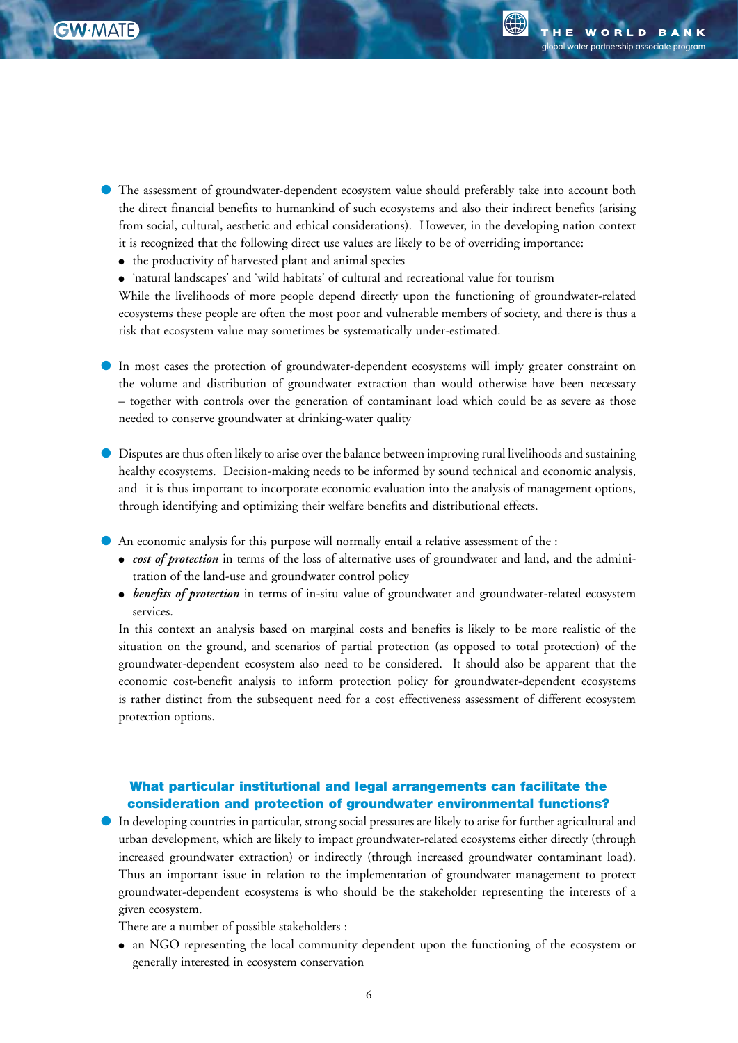- The assessment of groundwater-dependent ecosystem value should preferably take into account both the direct financial benefits to humankind of such ecosystems and also their indirect benefits (arising from social, cultural, aesthetic and ethical considerations). However, in the developing nation context it is recognized that the following direct use values are likely to be of overriding importance:
  - the productivity of harvested plant and animal species
  - 'natural landscapes' and 'wild habitats' of cultural and recreational value for tourism

  While the livelihoods of more people depend directly upon the functioning of groundwater-related ecosystems these people are often the most poor and vulnerable members of society, and there is thus a risk that ecosystem value may sometimes be systematically under-estimated.

- In most cases the protection of groundwater-dependent ecosystems will imply greater constraint on the volume and distribution of groundwater extraction than would otherwise have been necessary – together with controls over the generation of contaminant load which could be as severe as those needed to conserve groundwater at drinking-water quality

- Disputes are thus often likely to arise over the balance between improving rural livelihoods and sustaining healthy ecosystems. Decision-making needs to be informed by sound technical and economic analysis, and it is thus important to incorporate economic evaluation into the analysis of management options, through identifying and optimizing their welfare benefits and distributional effects.

- An economic analysis for this purpose will normally entail a relative assessment of the :
  - ***cost of protection*** in terms of the loss of alternative uses of groundwater and land, and the administration of the land-use and groundwater control policy
  - ***benefits of protection*** in terms of in-situ value of groundwater and groundwater-related ecosystem services.

  In this context an analysis based on marginal costs and benefits is likely to be more realistic of the situation on the ground, and scenarios of partial protection (as opposed to total protection) of the groundwater-dependent ecosystem also need to be considered. It should also be apparent that the economic cost-benefit analysis to inform protection policy for groundwater-dependent ecosystems is rather distinct from the subsequent need for a cost effectiveness assessment of different ecosystem protection options.

### What particular institutional and legal arrangements can facilitate the consideration and protection of groundwater environmental functions?

- In developing countries in particular, strong social pressures are likely to arise for further agricultural and urban development, which are likely to impact groundwater-related ecosystems either directly (through increased groundwater extraction) or indirectly (through increased groundwater contaminant load). Thus an important issue in relation to the implementation of groundwater management to protect groundwater-dependent ecosystems is who should be the stakeholder representing the interests of a given ecosystem.

  There are a number of possible stakeholders :
  - an NGO representing the local community dependent upon the functioning of the ecosystem or generally interested in ecosystem conservation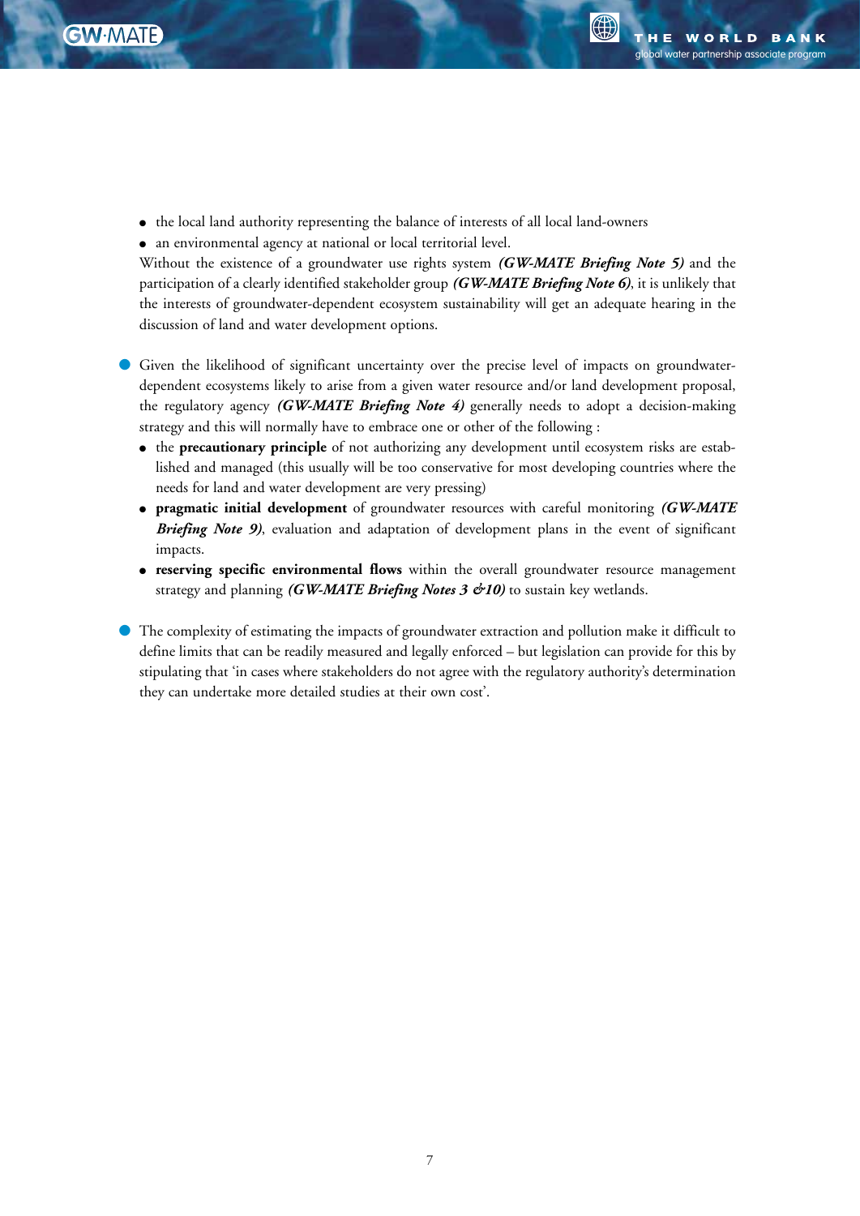- the local land authority representing the balance of interests of all local land-owners
- an environmental agency at national or local territorial level.

Without the existence of a groundwater use rights system ***(GW-MATE Briefing Note 5)*** and the participation of a clearly identified stakeholder group ***(GW-MATE Briefing Note 6)***, it is unlikely that the interests of groundwater-dependent ecosystem sustainability will get an adequate hearing in the discussion of land and water development options.

- Given the likelihood of significant uncertainty over the precise level of impacts on groundwater-dependent ecosystems likely to arise from a given water resource and/or land development proposal, the regulatory agency ***(GW-MATE Briefing Note 4)*** generally needs to adopt a decision-making strategy and this will normally have to embrace one or other of the following :
  - the **precautionary principle** of not authorizing any development until ecosystem risks are established and managed (this usually will be too conservative for most developing countries where the needs for land and water development are very pressing)
  - **pragmatic initial development** of groundwater resources with careful monitoring ***(GW-MATE Briefing Note 9)***, evaluation and adaptation of development plans in the event of significant impacts.
  - **reserving specific environmental flows** within the overall groundwater resource management strategy and planning ***(GW-MATE Briefing Notes 3 &10)*** to sustain key wetlands.

- The complexity of estimating the impacts of groundwater extraction and pollution make it difficult to define limits that can be readily measured and legally enforced – but legislation can provide for this by stipulating that 'in cases where stakeholders do not agree with the regulatory authority's determination they can undertake more detailed studies at their own cost'.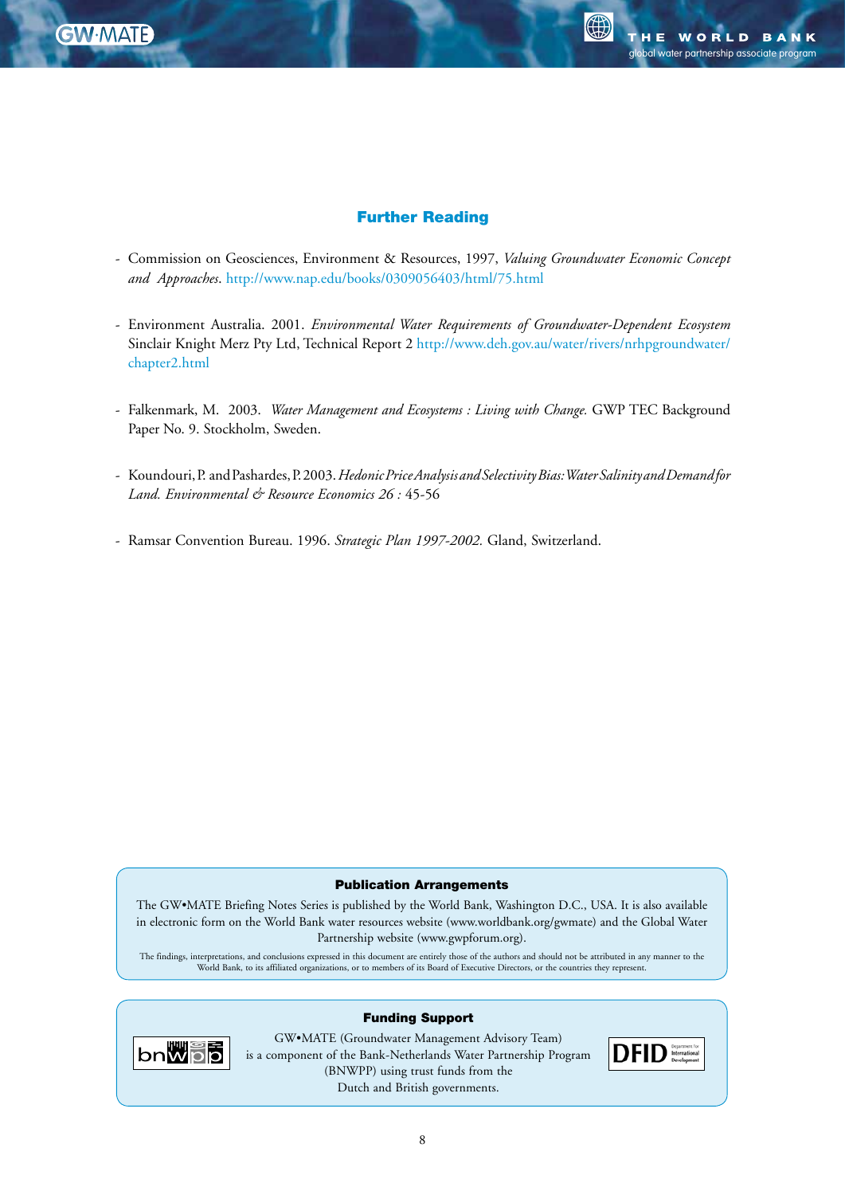## Further Reading

- Commission on Geosciences, Environment & Resources, 1997, *Valuing Groundwater Economic Concept and Approaches*. http://www.nap.edu/books/0309056403/html/75.html

- Environment Australia. 2001. *Environmental Water Requirements of Groundwater-Dependent Ecosystem* Sinclair Knight Merz Pty Ltd, Technical Report 2 http://www.deh.gov.au/water/rivers/nrhpgroundwater/chapter2.html

- Falkenmark, M. 2003. *Water Management and Ecosystems : Living with Change.* GWP TEC Background Paper No. 9. Stockholm, Sweden.

- Koundouri, P. and Pashardes, P. 2003. *Hedonic Price Analysis and Selectivity Bias: Water Salinity and Demand for Land. Environmental & Resource Economics 26 :* 45-56

- Ramsar Convention Bureau. 1996. *Strategic Plan 1997-2002.* Gland, Switzerland.

**Publication Arrangements**

The GW•MATE Briefing Notes Series is published by the World Bank, Washington D.C., USA. It is also available in electronic form on the World Bank water resources website (www.worldbank.org/gwmate) and the Global Water Partnership website (www.gwpforum.org).

The findings, interpretations, and conclusions expressed in this document are entirely those of the authors and should not be attributed in any manner to the World Bank, to its affiliated organizations, or to members of its Board of Executive Directors, or the countries they represent.

**Funding Support**

GW•MATE (Groundwater Management Advisory Team) is a component of the Bank-Netherlands Water Partnership Program (BNWPP) using trust funds from the Dutch and British governments.